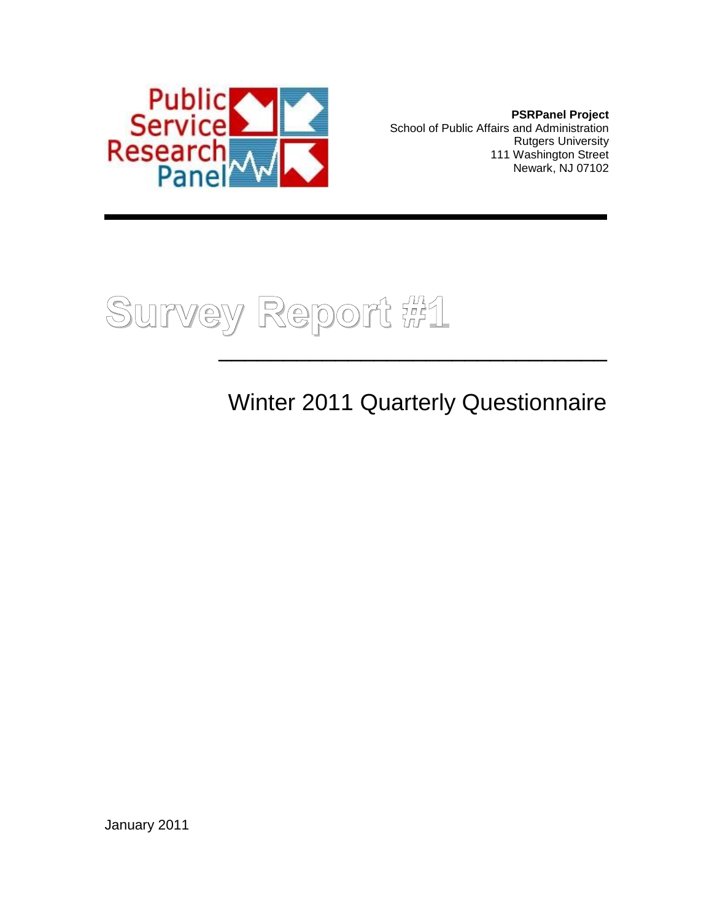Public Service Research Panel

**PSRPanel Project**
School of Public Affairs and Administration
Rutgers University
111 Washington Street
Newark, NJ 07102

# Survey Report #1

## Winter 2011 Quarterly Questionnaire

January 2011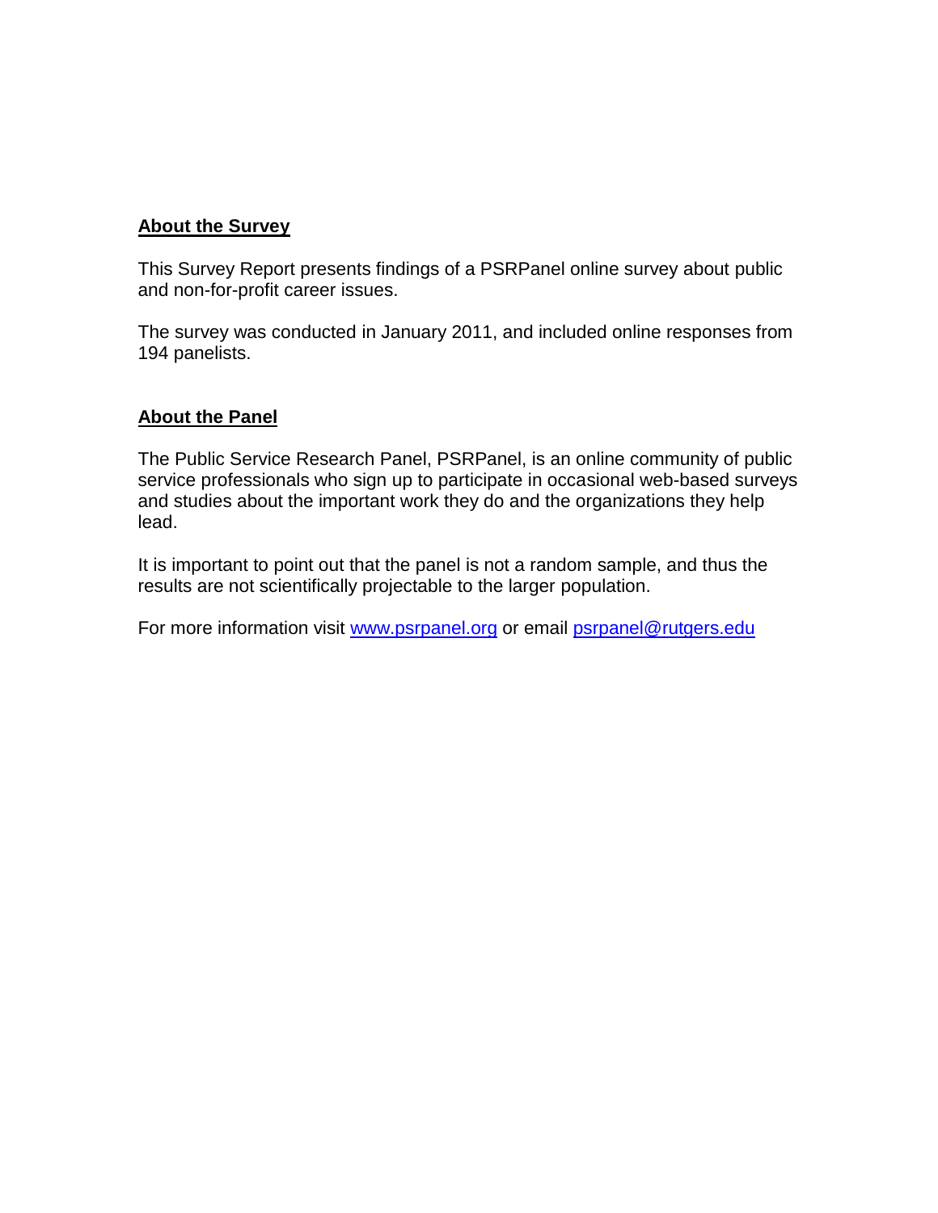## About the Survey

This Survey Report presents findings of a PSRPanel online survey about public and non-for-profit career issues.

The survey was conducted in January 2011, and included online responses from 194 panelists.

## About the Panel

The Public Service Research Panel, PSRPanel, is an online community of public service professionals who sign up to participate in occasional web-based surveys and studies about the important work they do and the organizations they help lead.

It is important to point out that the panel is not a random sample, and thus the results are not scientifically projectable to the larger population.

For more information visit [www.psrpanel.org](http://www.psrpanel.org) or email [psrpanel@rutgers.edu](mailto:psrpanel@rutgers.edu)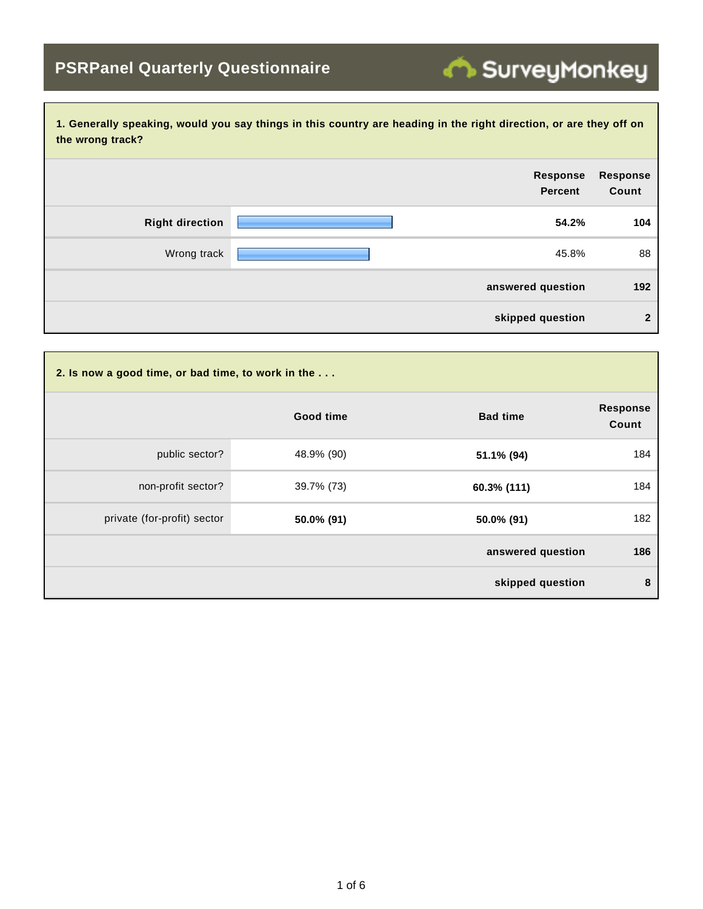## PSRPanel Quarterly Questionnaire

**1. Generally speaking, would you say things in this country are heading in the right direction, or are they off on the wrong track?**

| | Response Percent | Response Count |
|---|---|---|
| **Right direction** | **54.2%** | **104** |
| Wrong track | 45.8% | 88 |
| | **answered question** | **192** |
| | **skipped question** | **2** |

**2. Is now a good time, or bad time, to work in the . . .**

| | Good time | Bad time | Response Count |
|---|---|---|---|
| public sector? | 48.9% (90) | **51.1% (94)** | 184 |
| non-profit sector? | 39.7% (73) | **60.3% (111)** | 184 |
| private (for-profit) sector | **50.0% (91)** | **50.0% (91)** | 182 |
| | | **answered question** | **186** |
| | | **skipped question** | **8** |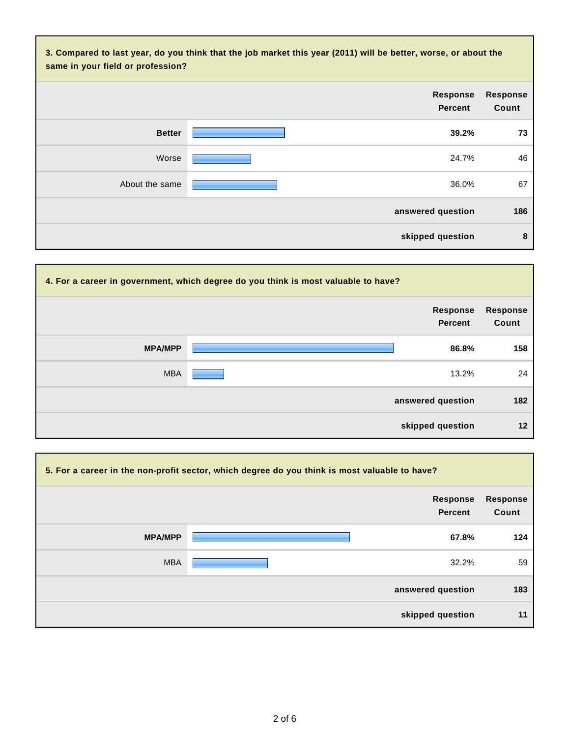**3. Compared to last year, do you think that the job market this year (2011) will be better, worse, or about the same in your field or profession?**

| | Response Percent | Response Count |
|---|---|---|
| **Better** | **39.2%** | **73** |
| Worse | 24.7% | 46 |
| About the same | 36.0% | 67 |
| **answered question** | | **186** |
| **skipped question** | | **8** |

**4. For a career in government, which degree do you think is most valuable to have?**

| | Response Percent | Response Count |
|---|---|---|
| **MPA/MPP** | **86.8%** | **158** |
| MBA | 13.2% | 24 |
| **answered question** | | **182** |
| **skipped question** | | **12** |

**5. For a career in the non-profit sector, which degree do you think is most valuable to have?**

| | Response Percent | Response Count |
|---|---|---|
| **MPA/MPP** | **67.8%** | **124** |
| MBA | 32.2% | 59 |
| **answered question** | | **183** |
| **skipped question** | | **11** |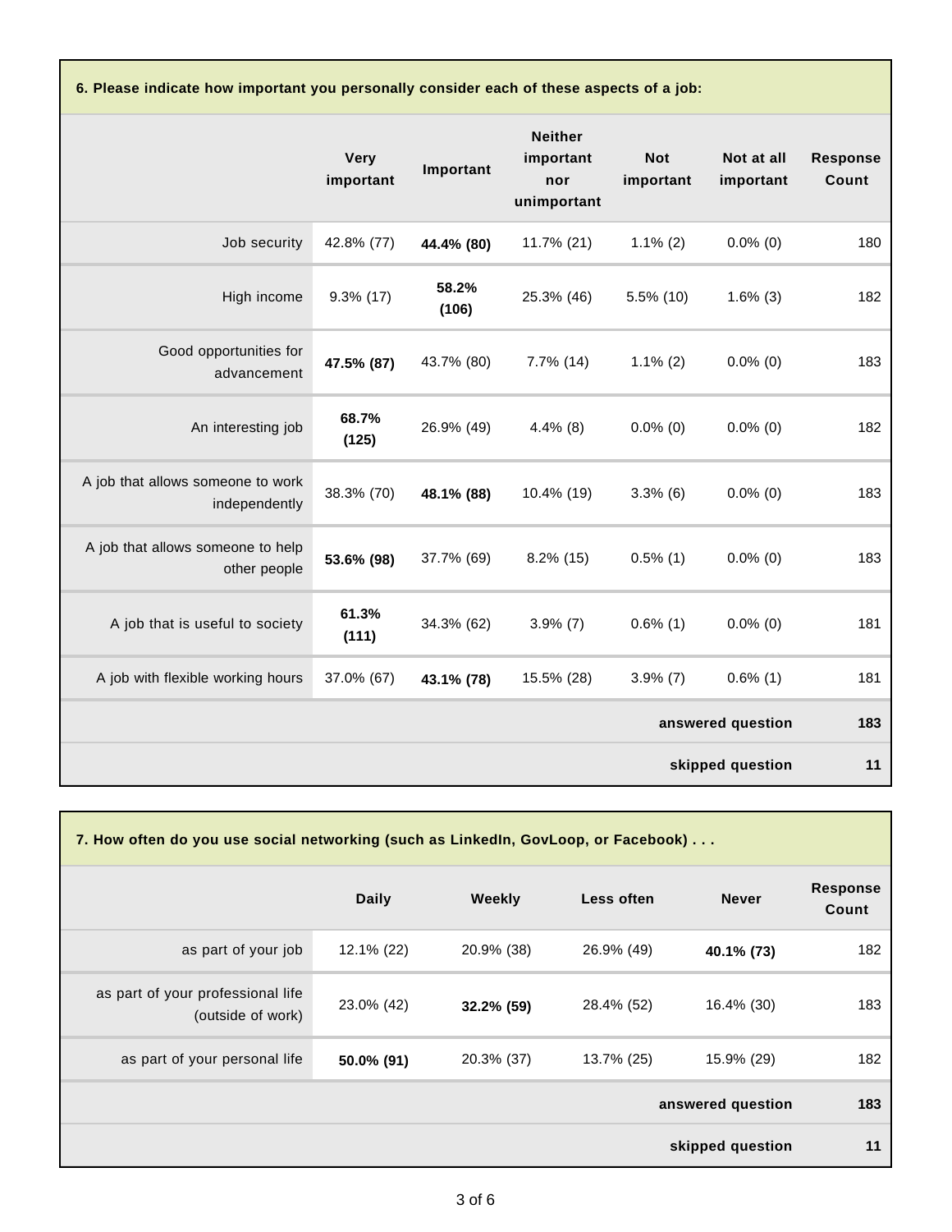**6. Please indicate how important you personally consider each of these aspects of a job:**

| | Very important | Important | Neither important nor unimportant | Not important | Not at all important | Response Count |
|---|---|---|---|---|---|---|
| Job security | 42.8% (77) | **44.4% (80)** | 11.7% (21) | 1.1% (2) | 0.0% (0) | 180 |
| High income | 9.3% (17) | **58.2% (106)** | 25.3% (46) | 5.5% (10) | 1.6% (3) | 182 |
| Good opportunities for advancement | **47.5% (87)** | 43.7% (80) | 7.7% (14) | 1.1% (2) | 0.0% (0) | 183 |
| An interesting job | **68.7% (125)** | 26.9% (49) | 4.4% (8) | 0.0% (0) | 0.0% (0) | 182 |
| A job that allows someone to work independently | 38.3% (70) | **48.1% (88)** | 10.4% (19) | 3.3% (6) | 0.0% (0) | 183 |
| A job that allows someone to help other people | **53.6% (98)** | 37.7% (69) | 8.2% (15) | 0.5% (1) | 0.0% (0) | 183 |
| A job that is useful to society | **61.3% (111)** | 34.3% (62) | 3.9% (7) | 0.6% (1) | 0.0% (0) | 181 |
| A job with flexible working hours | 37.0% (67) | **43.1% (78)** | 15.5% (28) | 3.9% (7) | 0.6% (1) | 181 |
| | | | | | **answered question** | **183** |
| | | | | | **skipped question** | **11** |

**7. How often do you use social networking (such as LinkedIn, GovLoop, or Facebook) . . .**

| | Daily | Weekly | Less often | Never | Response Count |
|---|---|---|---|---|---|
| as part of your job | 12.1% (22) | 20.9% (38) | 26.9% (49) | **40.1% (73)** | 182 |
| as part of your professional life (outside of work) | 23.0% (42) | **32.2% (59)** | 28.4% (52) | 16.4% (30) | 183 |
| as part of your personal life | **50.0% (91)** | 20.3% (37) | 13.7% (25) | 15.9% (29) | 182 |
| | | | | **answered question** | **183** |
| | | | | **skipped question** | **11** |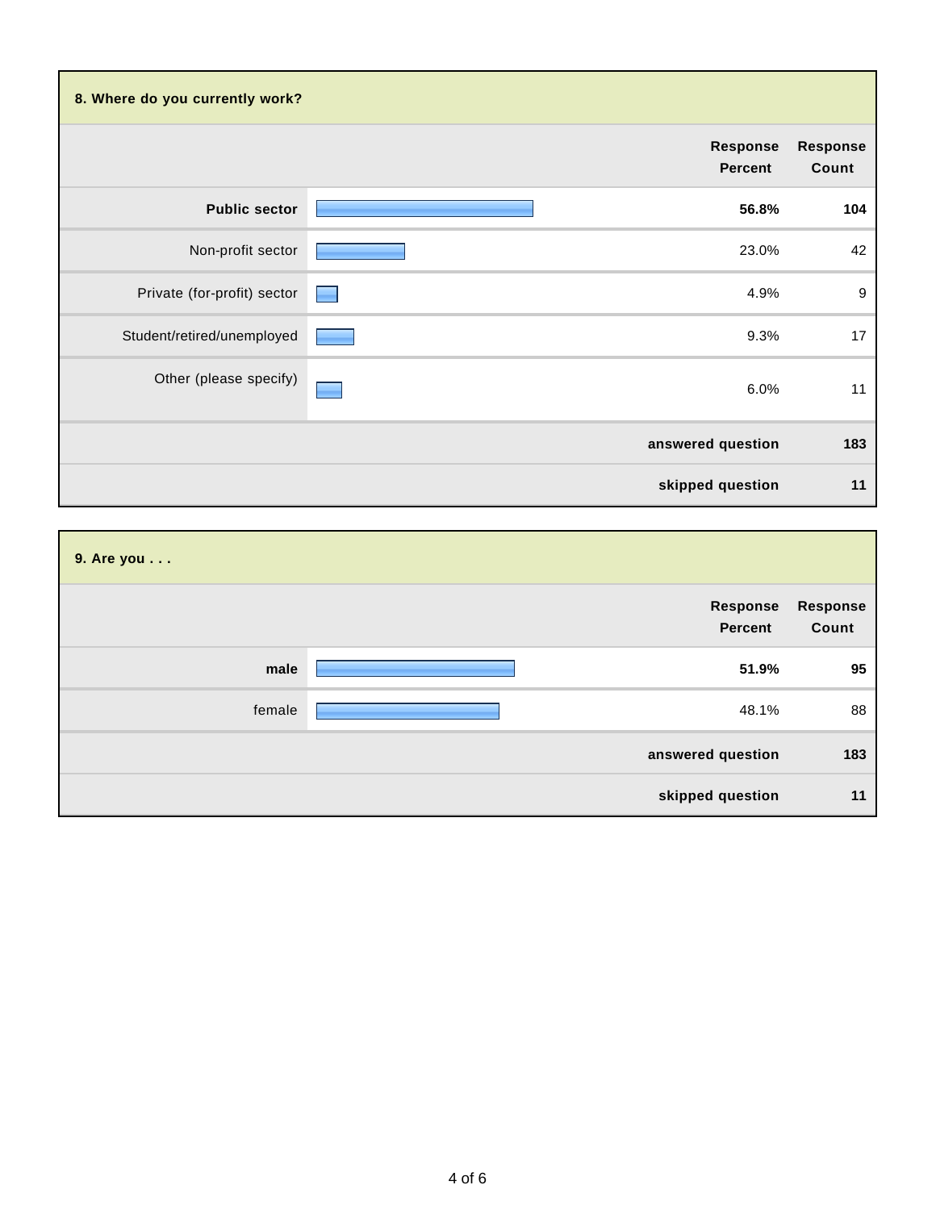## 8. Where do you currently work?

| | Response Percent | Response Count |
|---|---|---|
| **Public sector** | **56.8%** | **104** |
| Non-profit sector | 23.0% | 42 |
| Private (for-profit) sector | 4.9% | 9 |
| Student/retired/unemployed | 9.3% | 17 |
| Other (please specify) | 6.0% | 11 |
| | **answered question** | **183** |
| | **skipped question** | **11** |

## 9. Are you . . .

| | Response Percent | Response Count |
|---|---|---|
| **male** | **51.9%** | **95** |
| female | 48.1% | 88 |
| | **answered question** | **183** |
| | **skipped question** | **11** |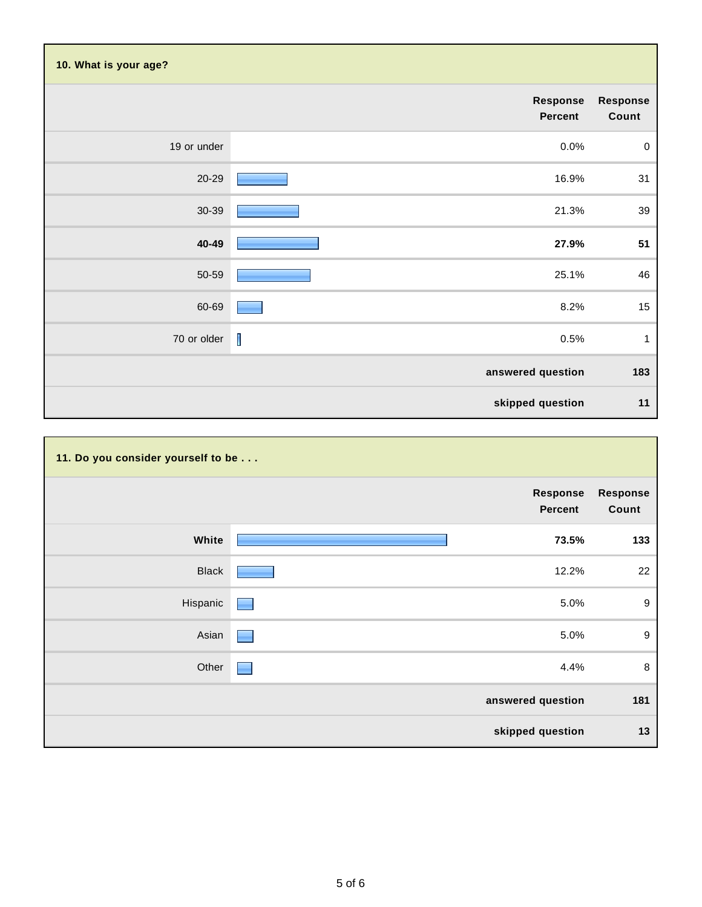## 10. What is your age?

| | Response Percent | Response Count |
|---|---|---|
| 19 or under | 0.0% | 0 |
| 20-29 | 16.9% | 31 |
| 30-39 | 21.3% | 39 |
| **40-49** | **27.9%** | **51** |
| 50-59 | 25.1% | 46 |
| 60-69 | 8.2% | 15 |
| 70 or older | 0.5% | 1 |
| | **answered question** | **183** |
| | **skipped question** | **11** |

## 11. Do you consider yourself to be . . .

| | Response Percent | Response Count |
|---|---|---|
| **White** | **73.5%** | **133** |
| Black | 12.2% | 22 |
| Hispanic | 5.0% | 9 |
| Asian | 5.0% | 9 |
| Other | 4.4% | 8 |
| | **answered question** | **181** |
| | **skipped question** | **13** |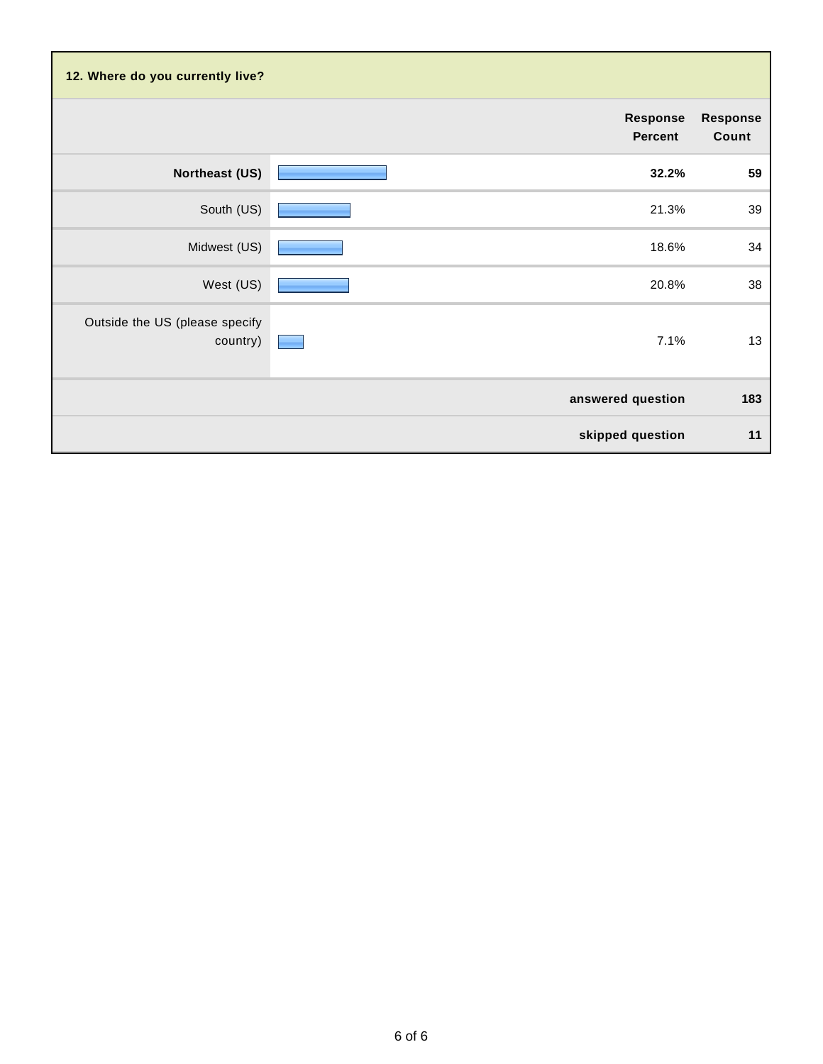## 12. Where do you currently live?

| | Response Percent | Response Count |
|---|---|---|
| **Northeast (US)** | **32.2%** | **59** |
| South (US) | 21.3% | 39 |
| Midwest (US) | 18.6% | 34 |
| West (US) | 20.8% | 38 |
| Outside the US (please specify country) | 7.1% | 13 |
| | **answered question** | **183** |
| | **skipped question** | **11** |